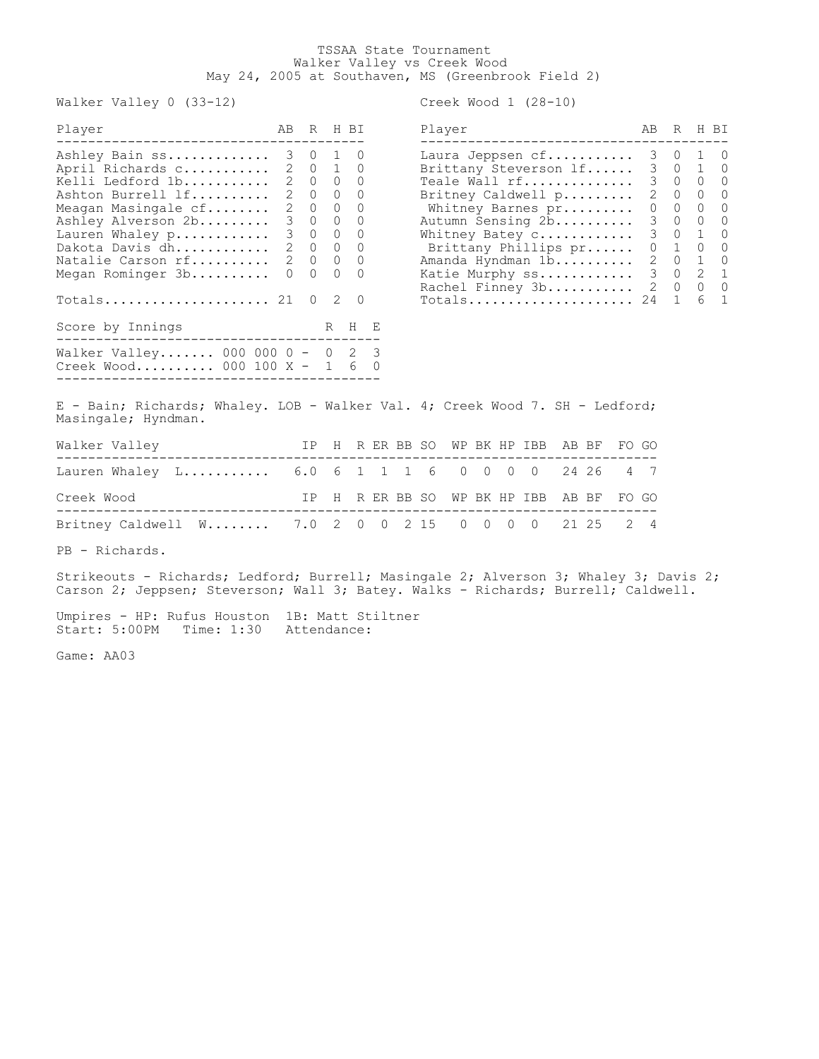# TSSAA State Tournament

## Walker Valley vs Creek Wood

May 24, 2005 at Southaven, MS (Greenbrook Field 2)

**Walker Valley 0 (33-12)**

| Player | AB | R | H | BI |
|---|---|---|---|---|
| Ashley Bain ss | 3 | 0 | 1 | 0 |
| April Richards c | 2 | 0 | 1 | 0 |
| Kelli Ledford 1b | 2 | 0 | 0 | 0 |
| Ashton Burrell lf | 2 | 0 | 0 | 0 |
| Meagan Masingale cf | 2 | 0 | 0 | 0 |
| Ashley Alverson 2b | 3 | 0 | 0 | 0 |
| Lauren Whaley p | 3 | 0 | 0 | 0 |
| Dakota Davis dh | 2 | 0 | 0 | 0 |
| Natalie Carson rf | 2 | 0 | 0 | 0 |
| Megan Rominger 3b | 0 | 0 | 0 | 0 |
| Totals | 21 | 0 | 2 | 0 |

**Creek Wood 1 (28-10)**

| Player | AB | R | H | BI |
|---|---|---|---|---|
| Laura Jeppsen cf | 3 | 0 | 1 | 0 |
| Brittany Steverson lf | 3 | 0 | 1 | 0 |
| Teale Wall rf | 3 | 0 | 0 | 0 |
| Britney Caldwell p | 2 | 0 | 0 | 0 |
| Whitney Barnes pr | 0 | 0 | 0 | 0 |
| Autumn Sensing 2b | 3 | 0 | 0 | 0 |
| Whitney Batey c | 3 | 0 | 1 | 0 |
| Brittany Phillips pr | 0 | 1 | 0 | 0 |
| Amanda Hyndman 1b | 2 | 0 | 1 | 0 |
| Katie Murphy ss | 3 | 0 | 2 | 1 |
| Rachel Finney 3b | 2 | 0 | 0 | 0 |
| Totals | 24 | 1 | 6 | 1 |

| Score by Innings | | R | H | E |
|---|---|---|---|---|
| Walker Valley | 000 000 0 - | 0 | 2 | 3 |
| Creek Wood | 000 100 X - | 1 | 6 | 0 |

E - Bain; Richards; Whaley. LOB - Walker Val. 4; Creek Wood 7. SH - Ledford; Masingale; Hyndman.

| Walker Valley | IP | H | R | ER | BB | SO | WP | BK | HP | IBB | AB | BF | FO | GO |
|---|---|---|---|---|---|---|---|---|---|---|---|---|---|---|
| Lauren Whaley L | 6.0 | 6 | 1 | 1 | 1 | 6 | 0 | 0 | 0 | 0 | 24 | 26 | 4 | 7 |

| Creek Wood | IP | H | R | ER | BB | SO | WP | BK | HP | IBB | AB | BF | FO | GO |
|---|---|---|---|---|---|---|---|---|---|---|---|---|---|---|
| Britney Caldwell W | 7.0 | 2 | 0 | 0 | 2 | 15 | 0 | 0 | 0 | 0 | 21 | 25 | 2 | 4 |

PB - Richards.

Strikeouts - Richards; Ledford; Burrell; Masingale 2; Alverson 3; Whaley 3; Davis 2; Carson 2; Jeppsen; Steverson; Wall 3; Batey. Walks - Richards; Burrell; Caldwell.

Umpires - HP: Rufus Houston 1B: Matt Stiltner
Start: 5:00PM Time: 1:30 Attendance:

Game: AA03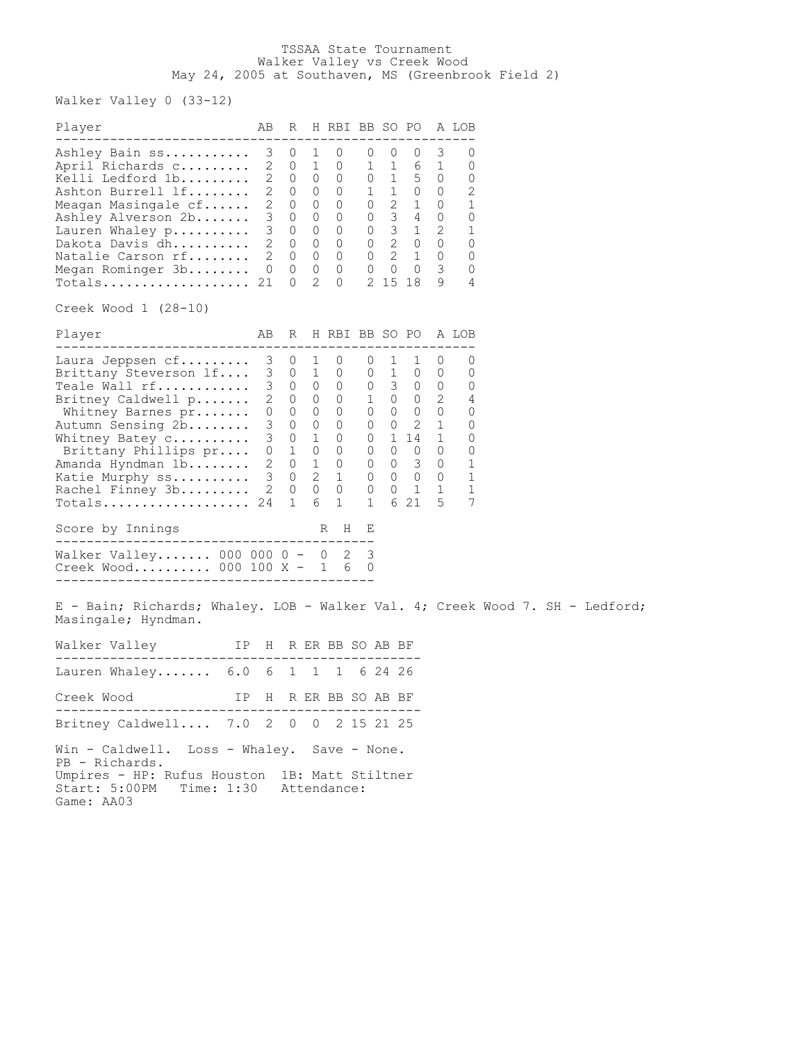# TSSAA State Tournament
## Walker Valley vs Creek Wood
### May 24, 2005 at Southaven, MS (Greenbrook Field 2)

**Walker Valley 0 (33-12)**

| Player | AB | R | H | RBI | BB | SO | PO | A | LOB |
|---|---|---|---|---|---|---|---|---|---|
| Ashley Bain ss | 3 | 0 | 1 | 0 | 0 | 0 | 0 | 3 | 0 |
| April Richards c | 2 | 0 | 1 | 0 | 1 | 1 | 6 | 1 | 0 |
| Kelli Ledford 1b | 2 | 0 | 0 | 0 | 0 | 1 | 5 | 0 | 0 |
| Ashton Burrell lf | 2 | 0 | 0 | 0 | 1 | 1 | 0 | 0 | 2 |
| Meagan Masingale cf | 2 | 0 | 0 | 0 | 0 | 2 | 1 | 0 | 1 |
| Ashley Alverson 2b | 3 | 0 | 0 | 0 | 0 | 3 | 4 | 0 | 0 |
| Lauren Whaley p | 3 | 0 | 0 | 0 | 0 | 3 | 1 | 2 | 1 |
| Dakota Davis dh | 2 | 0 | 0 | 0 | 0 | 2 | 0 | 0 | 0 |
| Natalie Carson rf | 2 | 0 | 0 | 0 | 0 | 2 | 1 | 0 | 0 |
| Megan Rominger 3b | 0 | 0 | 0 | 0 | 0 | 0 | 0 | 3 | 0 |
| Totals | 21 | 0 | 2 | 0 | 2 | 15 | 18 | 9 | 4 |

**Creek Wood 1 (28-10)**

| Player | AB | R | H | RBI | BB | SO | PO | A | LOB |
|---|---|---|---|---|---|---|---|---|---|
| Laura Jeppsen cf | 3 | 0 | 1 | 0 | 0 | 1 | 1 | 0 | 0 |
| Brittany Steverson lf | 3 | 0 | 1 | 0 | 0 | 1 | 0 | 0 | 0 |
| Teale Wall rf | 3 | 0 | 0 | 0 | 0 | 3 | 0 | 0 | 0 |
| Britney Caldwell p | 2 | 0 | 0 | 0 | 1 | 0 | 0 | 2 | 4 |
| Whitney Barnes pr | 0 | 0 | 0 | 0 | 0 | 0 | 0 | 0 | 0 |
| Autumn Sensing 2b | 3 | 0 | 0 | 0 | 0 | 0 | 2 | 1 | 0 |
| Whitney Batey c | 3 | 0 | 1 | 0 | 0 | 1 | 14 | 1 | 0 |
| Brittany Phillips pr | 0 | 1 | 0 | 0 | 0 | 0 | 0 | 0 | 0 |
| Amanda Hyndman 1b | 2 | 0 | 1 | 0 | 0 | 0 | 3 | 0 | 1 |
| Katie Murphy ss | 3 | 0 | 2 | 1 | 0 | 0 | 0 | 0 | 1 |
| Rachel Finney 3b | 2 | 0 | 0 | 0 | 0 | 0 | 1 | 1 | 1 |
| Totals | 24 | 1 | 6 | 1 | 1 | 6 | 21 | 5 | 7 |

| Score by Innings | | R | H | E |
|---|---|---|---|---|
| Walker Valley | 000 000 0 - | 0 | 2 | 3 |
| Creek Wood | 000 100 X - | 1 | 6 | 0 |

E - Bain; Richards; Whaley. LOB - Walker Val. 4; Creek Wood 7. SH - Ledford; Masingale; Hyndman.

| Walker Valley | IP | H | R | ER | BB | SO | AB | BF |
|---|---|---|---|---|---|---|---|---|
| Lauren Whaley | 6.0 | 6 | 1 | 1 | 1 | 6 | 24 | 26 |

| Creek Wood | IP | H | R | ER | BB | SO | AB | BF |
|---|---|---|---|---|---|---|---|---|
| Britney Caldwell | 7.0 | 2 | 0 | 0 | 2 | 15 | 21 | 25 |

Win - Caldwell. Loss - Whaley. Save - None.
PB - Richards.
Umpires - HP: Rufus Houston 1B: Matt Stiltner
Start: 5:00PM Time: 1:30 Attendance:
Game: AA03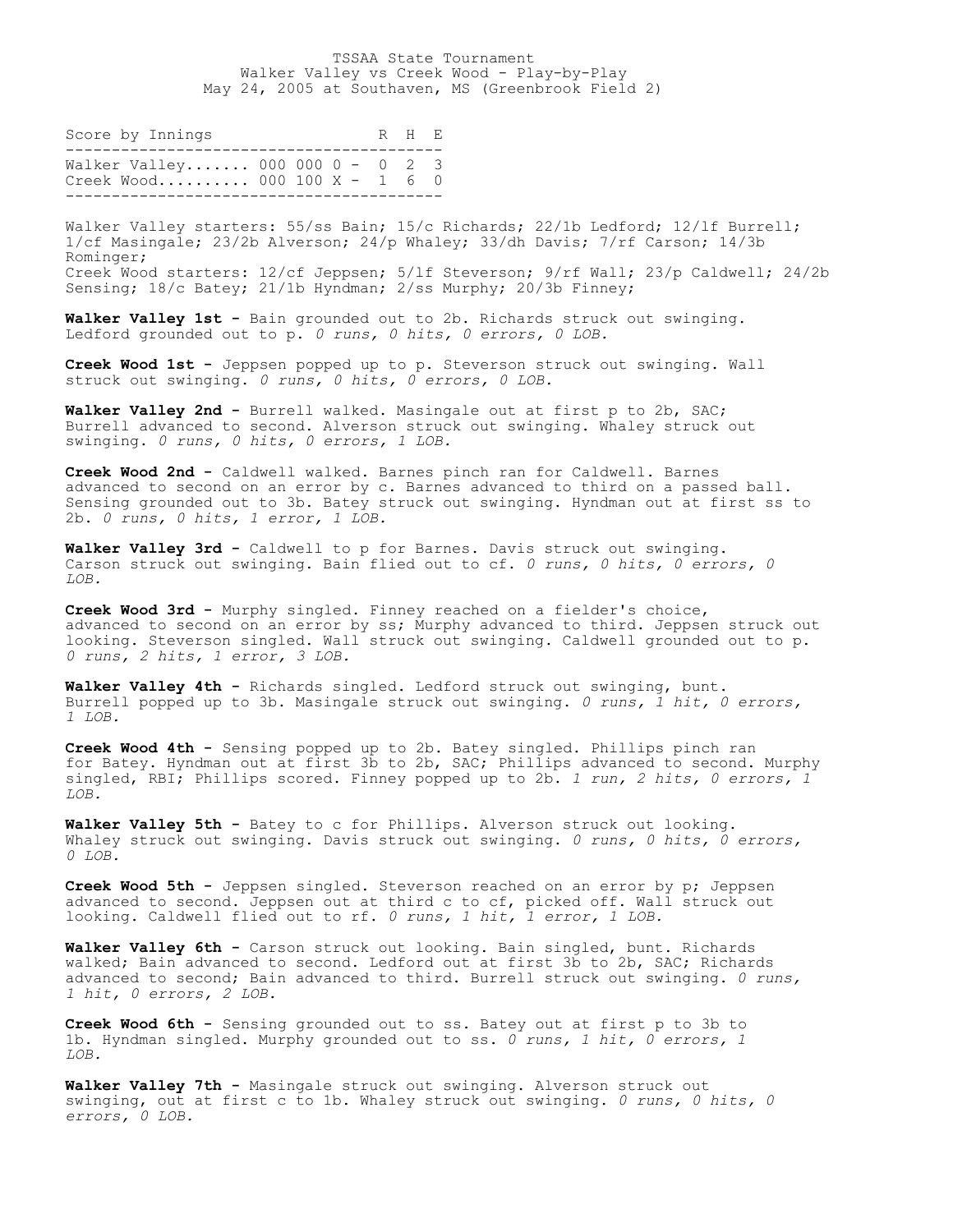TSSAA State Tournament
Walker Valley vs Creek Wood - Play-by-Play
May 24, 2005 at Southaven, MS (Greenbrook Field 2)

| Score by Innings | | R | H | E |
|---|---|---|---|---|
| Walker Valley | 000 000 0 - | 0 | 2 | 3 |
| Creek Wood | 000 100 X - | 1 | 6 | 0 |

Walker Valley starters: 55/ss Bain; 15/c Richards; 22/1b Ledford; 12/lf Burrell; 1/cf Masingale; 23/2b Alverson; 24/p Whaley; 33/dh Davis; 7/rf Carson; 14/3b Rominger;
Creek Wood starters: 12/cf Jeppsen; 5/lf Steverson; 9/rf Wall; 23/p Caldwell; 24/2b Sensing; 18/c Batey; 21/1b Hyndman; 2/ss Murphy; 20/3b Finney;

**Walker Valley 1st -** Bain grounded out to 2b. Richards struck out swinging. Ledford grounded out to p. *0 runs, 0 hits, 0 errors, 0 LOB.*

**Creek Wood 1st -** Jeppsen popped up to p. Steverson struck out swinging. Wall struck out swinging. *0 runs, 0 hits, 0 errors, 0 LOB.*

**Walker Valley 2nd -** Burrell walked. Masingale out at first p to 2b, SAC; Burrell advanced to second. Alverson struck out swinging. Whaley struck out swinging. *0 runs, 0 hits, 0 errors, 1 LOB.*

**Creek Wood 2nd -** Caldwell walked. Barnes pinch ran for Caldwell. Barnes advanced to second on an error by c. Barnes advanced to third on a passed ball. Sensing grounded out to 3b. Batey struck out swinging. Hyndman out at first ss to 2b. *0 runs, 0 hits, 1 error, 1 LOB.*

**Walker Valley 3rd -** Caldwell to p for Barnes. Davis struck out swinging. Carson struck out swinging. Bain flied out to cf. *0 runs, 0 hits, 0 errors, 0 LOB.*

**Creek Wood 3rd -** Murphy singled. Finney reached on a fielder's choice, advanced to second on an error by ss; Murphy advanced to third. Jeppsen struck out looking. Steverson singled. Wall struck out swinging. Caldwell grounded out to p. *0 runs, 2 hits, 1 error, 3 LOB.*

**Walker Valley 4th -** Richards singled. Ledford struck out swinging, bunt. Burrell popped up to 3b. Masingale struck out swinging. *0 runs, 1 hit, 0 errors, 1 LOB.*

**Creek Wood 4th -** Sensing popped up to 2b. Batey singled. Phillips pinch ran for Batey. Hyndman out at first 3b to 2b, SAC; Phillips advanced to second. Murphy singled, RBI; Phillips scored. Finney popped up to 2b. *1 run, 2 hits, 0 errors, 1 LOB.*

**Walker Valley 5th -** Batey to c for Phillips. Alverson struck out looking. Whaley struck out swinging. Davis struck out swinging. *0 runs, 0 hits, 0 errors, 0 LOB.*

**Creek Wood 5th -** Jeppsen singled. Steverson reached on an error by p; Jeppsen advanced to second. Jeppsen out at third c to cf, picked off. Wall struck out looking. Caldwell flied out to rf. *0 runs, 1 hit, 1 error, 1 LOB.*

**Walker Valley 6th -** Carson struck out looking. Bain singled, bunt. Richards walked; Bain advanced to second. Ledford out at first 3b to 2b, SAC; Richards advanced to second; Bain advanced to third. Burrell struck out swinging. *0 runs, 1 hit, 0 errors, 2 LOB.*

**Creek Wood 6th -** Sensing grounded out to ss. Batey out at first p to 3b to 1b. Hyndman singled. Murphy grounded out to ss. *0 runs, 1 hit, 0 errors, 1 LOB.*

**Walker Valley 7th -** Masingale struck out swinging. Alverson struck out swinging, out at first c to 1b. Whaley struck out swinging. *0 runs, 0 hits, 0 errors, 0 LOB.*